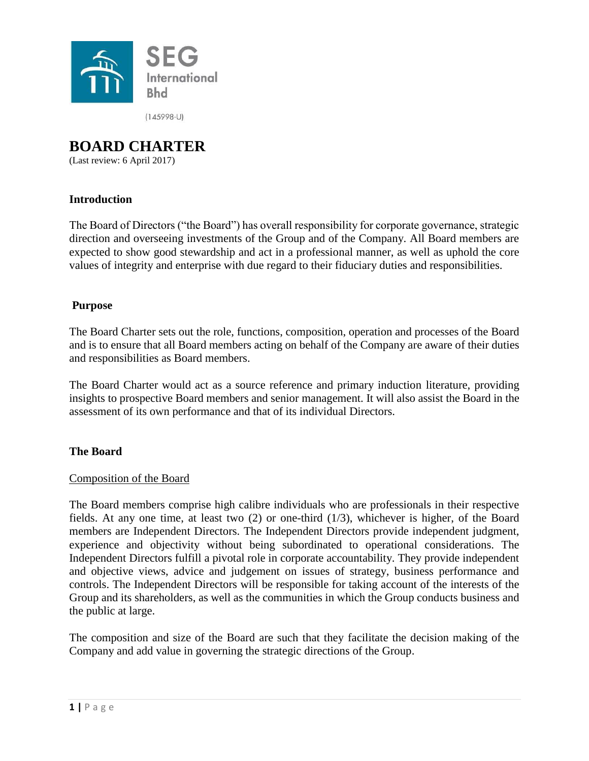SEG International Bhd

(145998-U)

# BOARD CHARTER

(Last review: 6 April 2017)

## Introduction

The Board of Directors ("the Board") has overall responsibility for corporate governance, strategic direction and overseeing investments of the Group and of the Company. All Board members are expected to show good stewardship and act in a professional manner, as well as uphold the core values of integrity and enterprise with due regard to their fiduciary duties and responsibilities.

## Purpose

The Board Charter sets out the role, functions, composition, operation and processes of the Board and is to ensure that all Board members acting on behalf of the Company are aware of their duties and responsibilities as Board members.

The Board Charter would act as a source reference and primary induction literature, providing insights to prospective Board members and senior management. It will also assist the Board in the assessment of its own performance and that of its individual Directors.

## The Board

### Composition of the Board

The Board members comprise high calibre individuals who are professionals in their respective fields. At any one time, at least two (2) or one-third (1/3), whichever is higher, of the Board members are Independent Directors. The Independent Directors provide independent judgment, experience and objectivity without being subordinated to operational considerations. The Independent Directors fulfill a pivotal role in corporate accountability. They provide independent and objective views, advice and judgement on issues of strategy, business performance and controls. The Independent Directors will be responsible for taking account of the interests of the Group and its shareholders, as well as the communities in which the Group conducts business and the public at large.

The composition and size of the Board are such that they facilitate the decision making of the Company and add value in governing the strategic directions of the Group.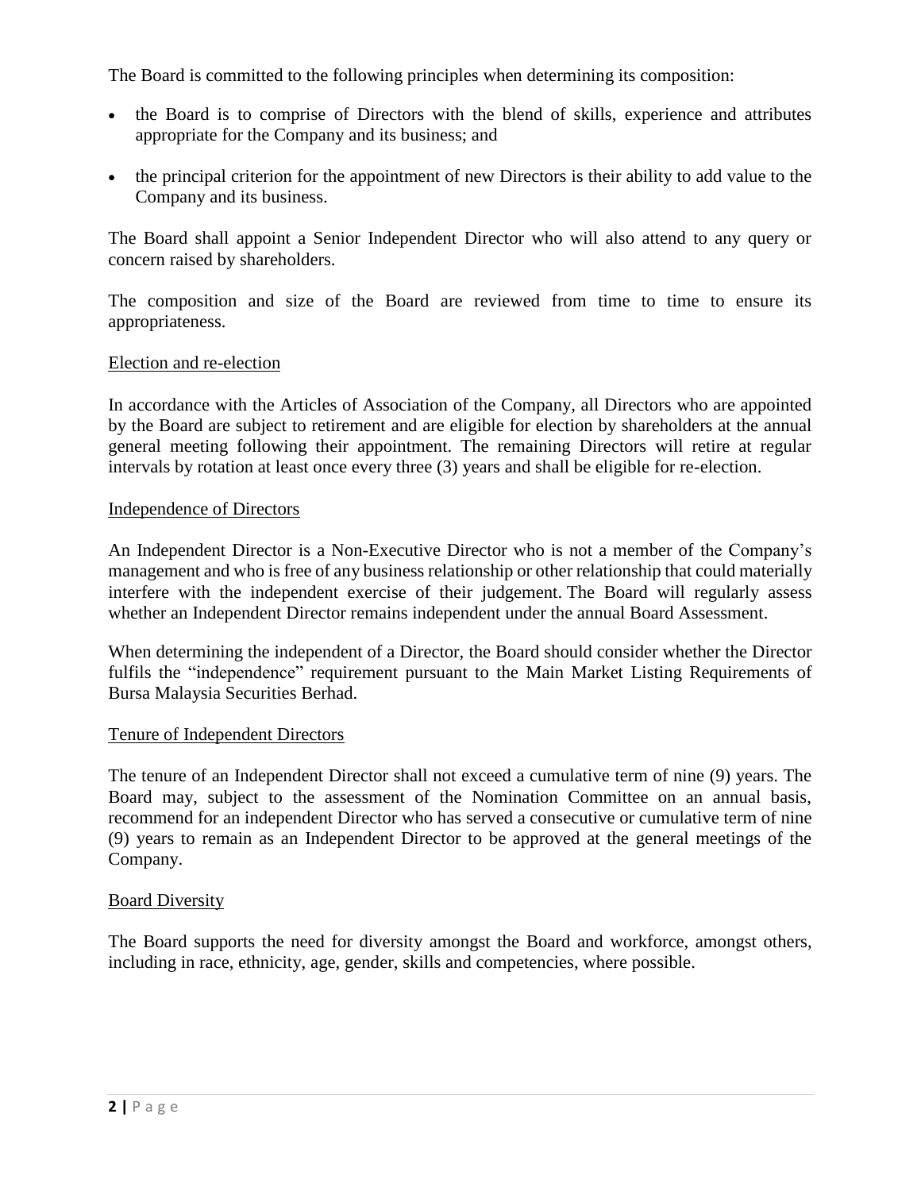The Board is committed to the following principles when determining its composition:

- the Board is to comprise of Directors with the blend of skills, experience and attributes appropriate for the Company and its business; and
- the principal criterion for the appointment of new Directors is their ability to add value to the Company and its business.

The Board shall appoint a Senior Independent Director who will also attend to any query or concern raised by shareholders.

The composition and size of the Board are reviewed from time to time to ensure its appropriateness.

<u>Election and re-election</u>

In accordance with the Articles of Association of the Company, all Directors who are appointed by the Board are subject to retirement and are eligible for election by shareholders at the annual general meeting following their appointment. The remaining Directors will retire at regular intervals by rotation at least once every three (3) years and shall be eligible for re-election.

<u>Independence of Directors</u>

An Independent Director is a Non-Executive Director who is not a member of the Company's management and who is free of any business relationship or other relationship that could materially interfere with the independent exercise of their judgement. The Board will regularly assess whether an Independent Director remains independent under the annual Board Assessment.

When determining the independent of a Director, the Board should consider whether the Director fulfils the "independence" requirement pursuant to the Main Market Listing Requirements of Bursa Malaysia Securities Berhad.

<u>Tenure of Independent Directors</u>

The tenure of an Independent Director shall not exceed a cumulative term of nine (9) years. The Board may, subject to the assessment of the Nomination Committee on an annual basis, recommend for an independent Director who has served a consecutive or cumulative term of nine (9) years to remain as an Independent Director to be approved at the general meetings of the Company.

<u>Board Diversity</u>

The Board supports the need for diversity amongst the Board and workforce, amongst others, including in race, ethnicity, age, gender, skills and competencies, where possible.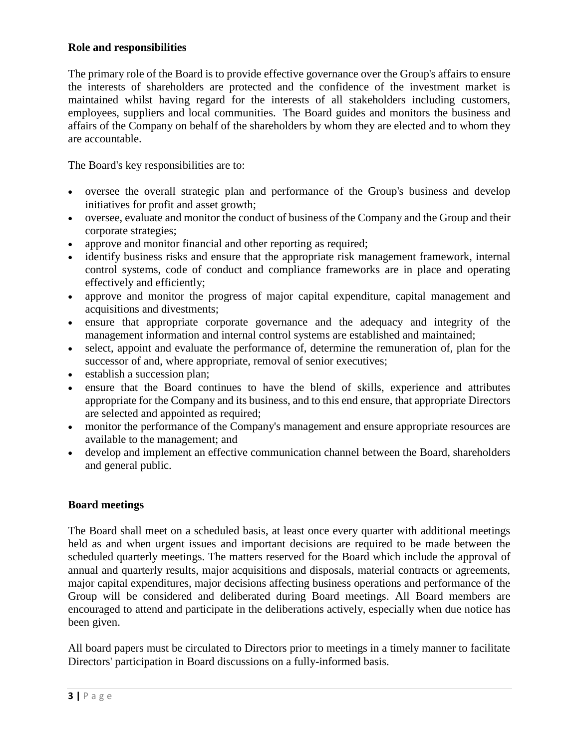**Role and responsibilities**

The primary role of the Board is to provide effective governance over the Group's affairs to ensure the interests of shareholders are protected and the confidence of the investment market is maintained whilst having regard for the interests of all stakeholders including customers, employees, suppliers and local communities. The Board guides and monitors the business and affairs of the Company on behalf of the shareholders by whom they are elected and to whom they are accountable.

The Board's key responsibilities are to:

- oversee the overall strategic plan and performance of the Group's business and develop initiatives for profit and asset growth;
- oversee, evaluate and monitor the conduct of business of the Company and the Group and their corporate strategies;
- approve and monitor financial and other reporting as required;
- identify business risks and ensure that the appropriate risk management framework, internal control systems, code of conduct and compliance frameworks are in place and operating effectively and efficiently;
- approve and monitor the progress of major capital expenditure, capital management and acquisitions and divestments;
- ensure that appropriate corporate governance and the adequacy and integrity of the management information and internal control systems are established and maintained;
- select, appoint and evaluate the performance of, determine the remuneration of, plan for the successor of and, where appropriate, removal of senior executives;
- establish a succession plan;
- ensure that the Board continues to have the blend of skills, experience and attributes appropriate for the Company and its business, and to this end ensure, that appropriate Directors are selected and appointed as required;
- monitor the performance of the Company's management and ensure appropriate resources are available to the management; and
- develop and implement an effective communication channel between the Board, shareholders and general public.

**Board meetings**

The Board shall meet on a scheduled basis, at least once every quarter with additional meetings held as and when urgent issues and important decisions are required to be made between the scheduled quarterly meetings. The matters reserved for the Board which include the approval of annual and quarterly results, major acquisitions and disposals, material contracts or agreements, major capital expenditures, major decisions affecting business operations and performance of the Group will be considered and deliberated during Board meetings. All Board members are encouraged to attend and participate in the deliberations actively, especially when due notice has been given.

All board papers must be circulated to Directors prior to meetings in a timely manner to facilitate Directors' participation in Board discussions on a fully-informed basis.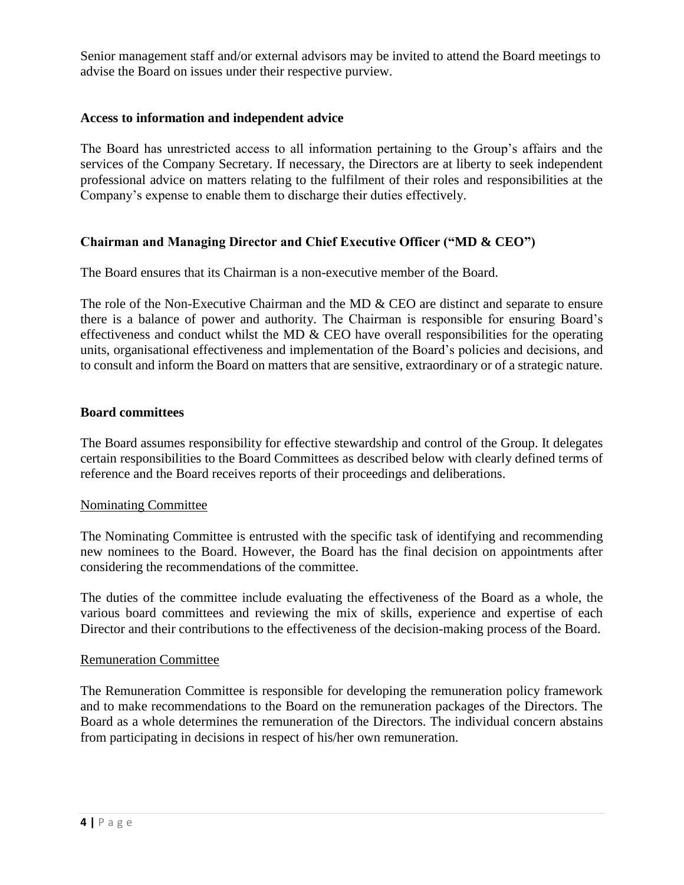Senior management staff and/or external advisors may be invited to attend the Board meetings to advise the Board on issues under their respective purview.

### Access to information and independent advice

The Board has unrestricted access to all information pertaining to the Group's affairs and the services of the Company Secretary. If necessary, the Directors are at liberty to seek independent professional advice on matters relating to the fulfilment of their roles and responsibilities at the Company's expense to enable them to discharge their duties effectively.

### Chairman and Managing Director and Chief Executive Officer ("MD & CEO")

The Board ensures that its Chairman is a non-executive member of the Board.

The role of the Non-Executive Chairman and the MD & CEO are distinct and separate to ensure there is a balance of power and authority. The Chairman is responsible for ensuring Board's effectiveness and conduct whilst the MD & CEO have overall responsibilities for the operating units, organisational effectiveness and implementation of the Board's policies and decisions, and to consult and inform the Board on matters that are sensitive, extraordinary or of a strategic nature.

### Board committees

The Board assumes responsibility for effective stewardship and control of the Group. It delegates certain responsibilities to the Board Committees as described below with clearly defined terms of reference and the Board receives reports of their proceedings and deliberations.

<u>Nominating Committee</u>

The Nominating Committee is entrusted with the specific task of identifying and recommending new nominees to the Board. However, the Board has the final decision on appointments after considering the recommendations of the committee.

The duties of the committee include evaluating the effectiveness of the Board as a whole, the various board committees and reviewing the mix of skills, experience and expertise of each Director and their contributions to the effectiveness of the decision-making process of the Board.

<u>Remuneration Committee</u>

The Remuneration Committee is responsible for developing the remuneration policy framework and to make recommendations to the Board on the remuneration packages of the Directors. The Board as a whole determines the remuneration of the Directors. The individual concern abstains from participating in decisions in respect of his/her own remuneration.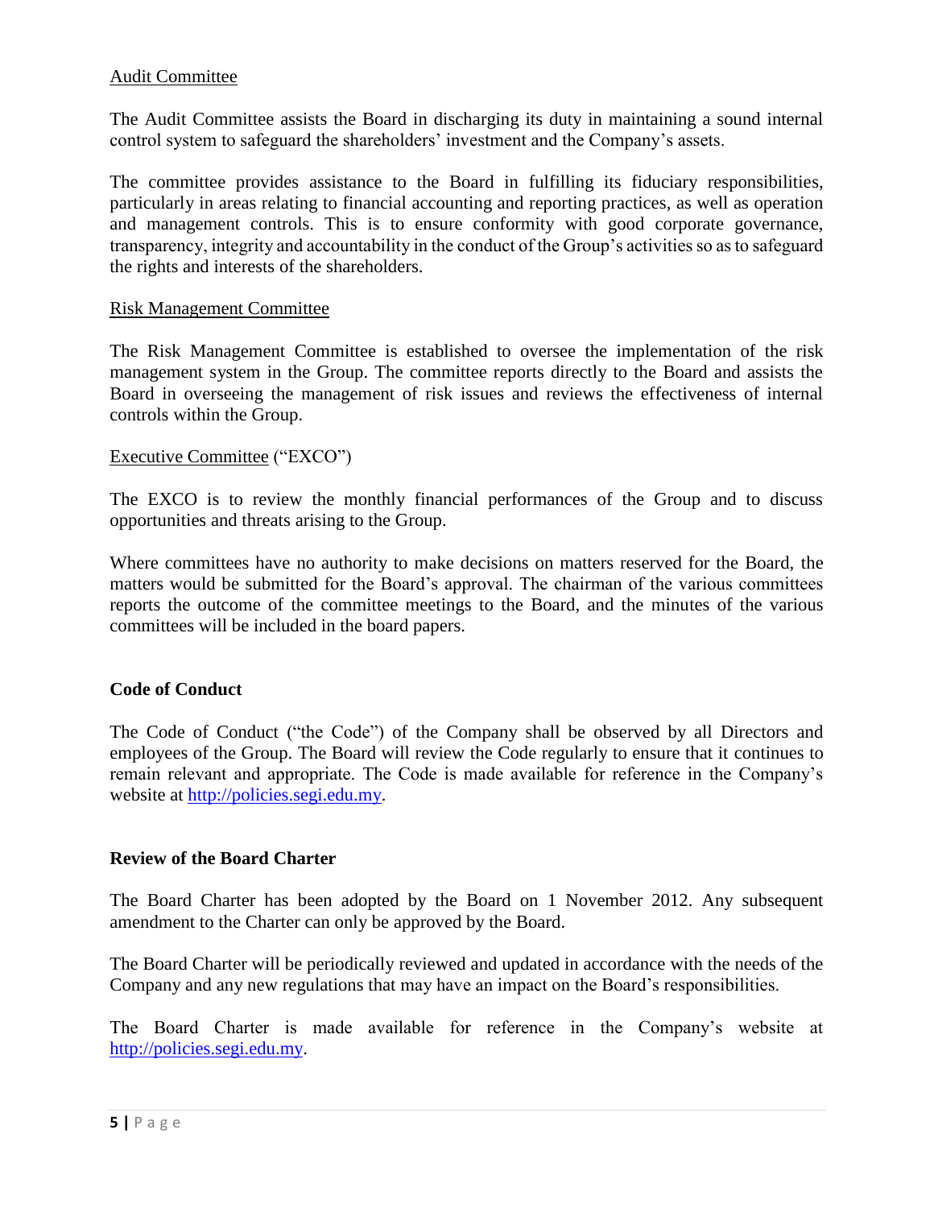Audit Committee

The Audit Committee assists the Board in discharging its duty in maintaining a sound internal control system to safeguard the shareholders' investment and the Company's assets.

The committee provides assistance to the Board in fulfilling its fiduciary responsibilities, particularly in areas relating to financial accounting and reporting practices, as well as operation and management controls. This is to ensure conformity with good corporate governance, transparency, integrity and accountability in the conduct of the Group's activities so as to safeguard the rights and interests of the shareholders.

Risk Management Committee

The Risk Management Committee is established to oversee the implementation of the risk management system in the Group. The committee reports directly to the Board and assists the Board in overseeing the management of risk issues and reviews the effectiveness of internal controls within the Group.

Executive Committee ("EXCO")

The EXCO is to review the monthly financial performances of the Group and to discuss opportunities and threats arising to the Group.

Where committees have no authority to make decisions on matters reserved for the Board, the matters would be submitted for the Board's approval. The chairman of the various committees reports the outcome of the committee meetings to the Board, and the minutes of the various committees will be included in the board papers.

## Code of Conduct

The Code of Conduct ("the Code") of the Company shall be observed by all Directors and employees of the Group. The Board will review the Code regularly to ensure that it continues to remain relevant and appropriate. The Code is made available for reference in the Company's website at http://policies.segi.edu.my.

## Review of the Board Charter

The Board Charter has been adopted by the Board on 1 November 2012. Any subsequent amendment to the Charter can only be approved by the Board.

The Board Charter will be periodically reviewed and updated in accordance with the needs of the Company and any new regulations that may have an impact on the Board's responsibilities.

The Board Charter is made available for reference in the Company's website at http://policies.segi.edu.my.